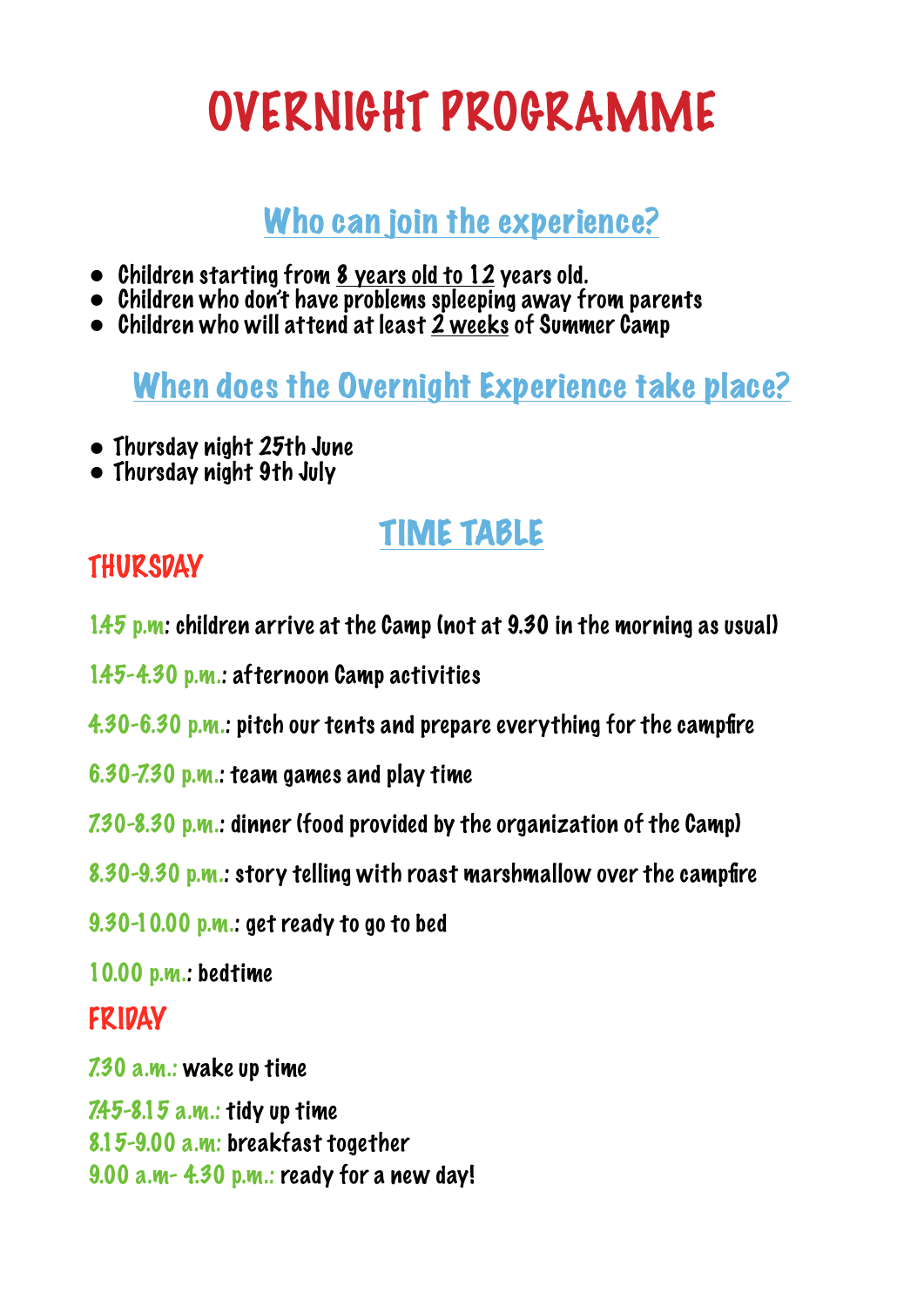# OVERNIGHT PROGRAMME

## Who can join the experience?

- Children starting from 8 years old to 12 years old.
- Children who don't have problems spleeping away from parents
- Children who will attend at least 2 weeks of Summer Camp

## When does the Overnight Experience take place?

- Thursday night 25th June
- Thursday night 9th July

## TIME TABLE

### THURSDAY

1.45 p.m: children arrive at the Camp (not at 9.30 in the morning as usual)

1.45-4.30 p.m.: afternoon Camp activities

4.30-6.30 p.m.: pitch our tents and prepare everything for the campfire

6.30-7.30 p.m.: team games and play time

7.30-8.30 p.m.: dinner (food provided by the organization of the Camp)

8.30-9.30 p.m.: story telling with roast marshmallow over the campfire

9.30-10.00 p.m.: get ready to go to bed

10.00 p.m.: bedtime

### FRIDAY

7.30 a.m.: wake up time

7.45-8.15 a.m.: tidy up time
8.15-9.00 a.m: breakfast together
9.00 a.m- 4.30 p.m.: ready for a new day!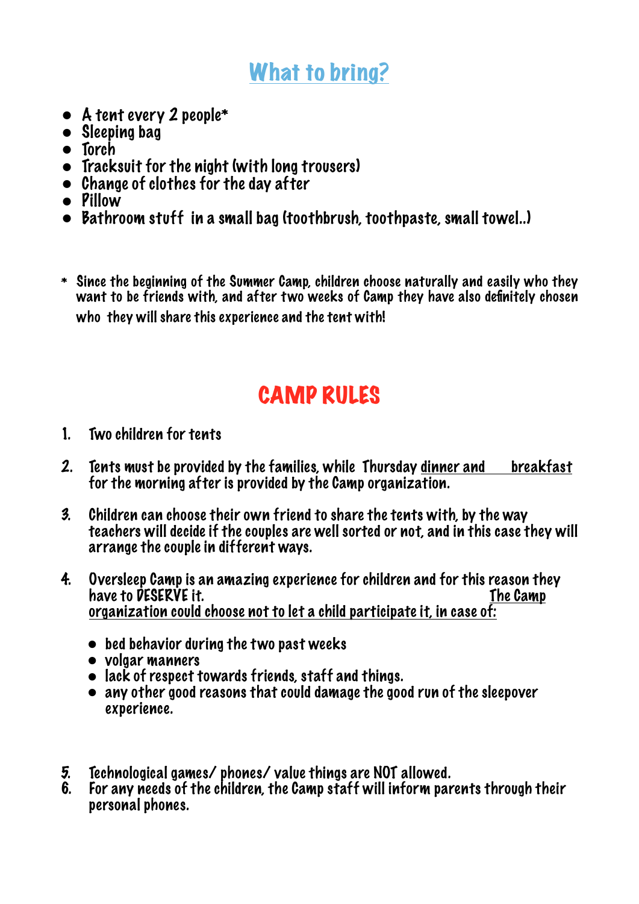# What to bring?

- A tent every 2 people*
- Sleeping bag
- Torch
- Tracksuit for the night (with long trousers)
- Change of clothes for the day after
- Pillow
- Bathroom stuff in a small bag (toothbrush, toothpaste, small towel..)

\* Since the beginning of the Summer Camp, children choose naturally and easily who they want to be friends with, and after two weeks of Camp they have also definitely chosen who they will share this experience and the tent with!

# CAMP RULES

1. Two children for tents
2. Tents must be provided by the families, while Thursday dinner and breakfast for the morning after is provided by the Camp organization.
3. Children can choose their own friend to share the tents with, by the way teachers will decide if the couples are well sorted or not, and in this case they will arrange the couple in different ways.
4. Oversleep Camp is an amazing experience for children and for this reason they have to DESERVE it. The Camp organization could choose not to let a child participate it, in case of:
   - bed behavior during the two past weeks
   - volgar manners
   - lack of respect towards friends, staff and things.
   - any other good reasons that could damage the good run of the sleepover experience.
5. Technological games/ phones/ value things are NOT allowed.
6. For any needs of the children, the Camp staff will inform parents through their personal phones.